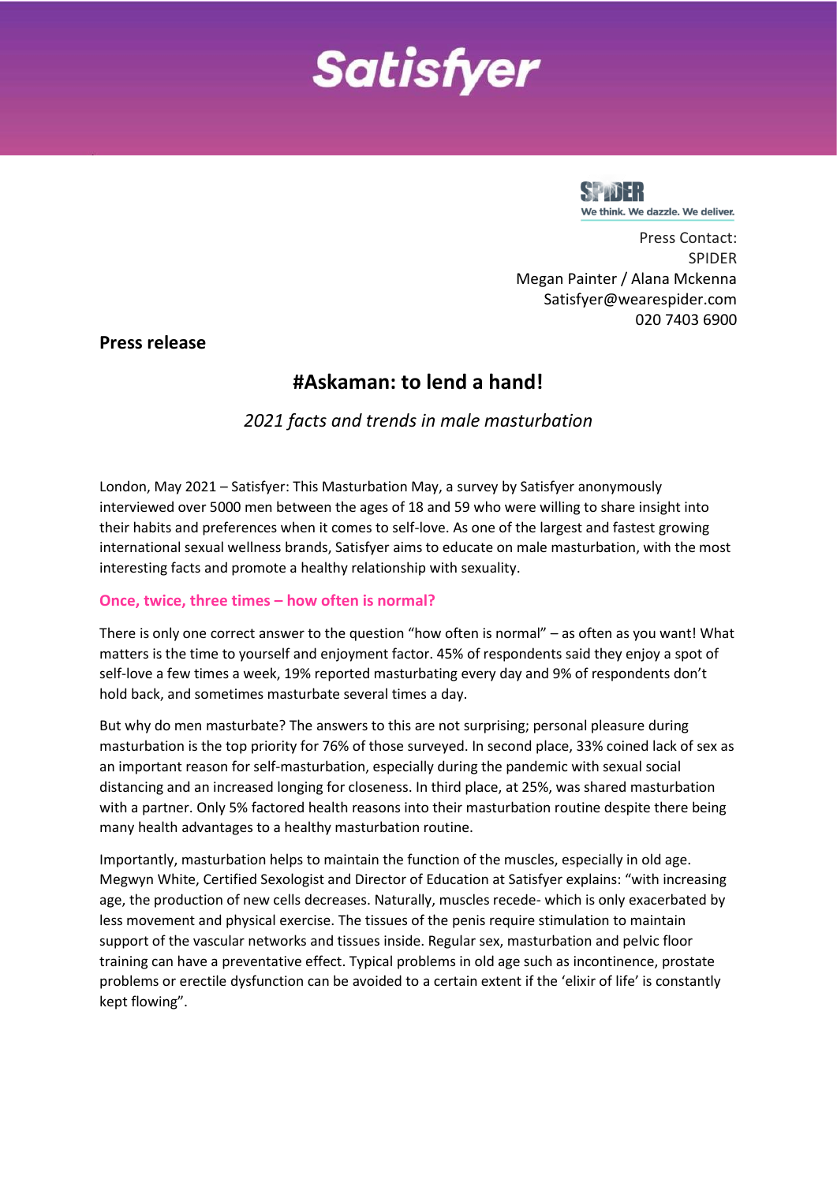Satisfyer

SPIDER
We think. We dazzle. We deliver.

Press Contact:
SPIDER
Megan Painter / Alana Mckenna
Satisfyer@wearespider.com
020 7403 6900

**Press release**

# #Askaman: to lend a hand!

*2021 facts and trends in male masturbation*

London, May 2021 – Satisfyer: This Masturbation May, a survey by Satisfyer anonymously interviewed over 5000 men between the ages of 18 and 59 who were willing to share insight into their habits and preferences when it comes to self-love. As one of the largest and fastest growing international sexual wellness brands, Satisfyer aims to educate on male masturbation, with the most interesting facts and promote a healthy relationship with sexuality.

## Once, twice, three times – how often is normal?

There is only one correct answer to the question "how often is normal" – as often as you want! What matters is the time to yourself and enjoyment factor. 45% of respondents said they enjoy a spot of self-love a few times a week, 19% reported masturbating every day and 9% of respondents don't hold back, and sometimes masturbate several times a day.

But why do men masturbate? The answers to this are not surprising; personal pleasure during masturbation is the top priority for 76% of those surveyed. In second place, 33% coined lack of sex as an important reason for self-masturbation, especially during the pandemic with sexual social distancing and an increased longing for closeness. In third place, at 25%, was shared masturbation with a partner. Only 5% factored health reasons into their masturbation routine despite there being many health advantages to a healthy masturbation routine.

Importantly, masturbation helps to maintain the function of the muscles, especially in old age. Megwyn White, Certified Sexologist and Director of Education at Satisfyer explains: "with increasing age, the production of new cells decreases. Naturally, muscles recede- which is only exacerbated by less movement and physical exercise. The tissues of the penis require stimulation to maintain support of the vascular networks and tissues inside. Regular sex, masturbation and pelvic floor training can have a preventative effect. Typical problems in old age such as incontinence, prostate problems or erectile dysfunction can be avoided to a certain extent if the 'elixir of life' is constantly kept flowing".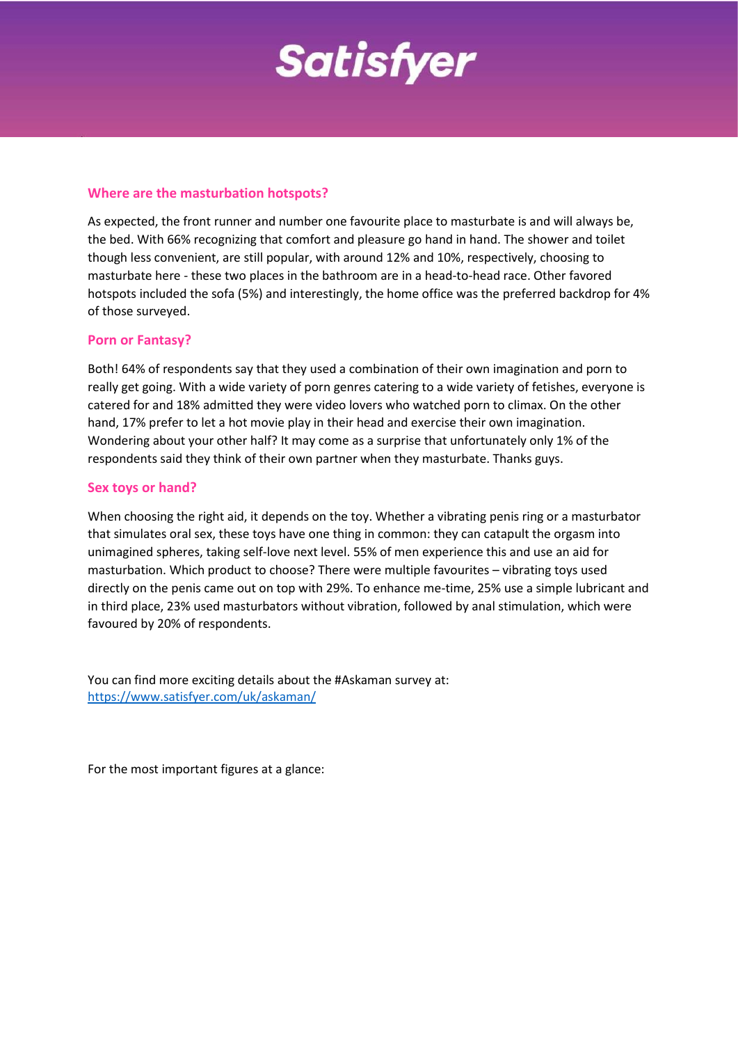## Where are the masturbation hotspots?

As expected, the front runner and number one favourite place to masturbate is and will always be, the bed. With 66% recognizing that comfort and pleasure go hand in hand. The shower and toilet though less convenient, are still popular, with around 12% and 10%, respectively, choosing to masturbate here - these two places in the bathroom are in a head-to-head race. Other favored hotspots included the sofa (5%) and interestingly, the home office was the preferred backdrop for 4% of those surveyed.

## Porn or Fantasy?

Both! 64% of respondents say that they used a combination of their own imagination and porn to really get going. With a wide variety of porn genres catering to a wide variety of fetishes, everyone is catered for and 18% admitted they were video lovers who watched porn to climax. On the other hand, 17% prefer to let a hot movie play in their head and exercise their own imagination. Wondering about your other half? It may come as a surprise that unfortunately only 1% of the respondents said they think of their own partner when they masturbate. Thanks guys.

## Sex toys or hand?

When choosing the right aid, it depends on the toy. Whether a vibrating penis ring or a masturbator that simulates oral sex, these toys have one thing in common: they can catapult the orgasm into unimagined spheres, taking self-love next level. 55% of men experience this and use an aid for masturbation. Which product to choose? There were multiple favourites – vibrating toys used directly on the penis came out on top with 29%. To enhance me-time, 25% use a simple lubricant and in third place, 23% used masturbators without vibration, followed by anal stimulation, which were favoured by 20% of respondents.

You can find more exciting details about the #Askaman survey at:
[https://www.satisfyer.com/uk/askaman/](https://www.satisfyer.com/uk/askaman/)

For the most important figures at a glance: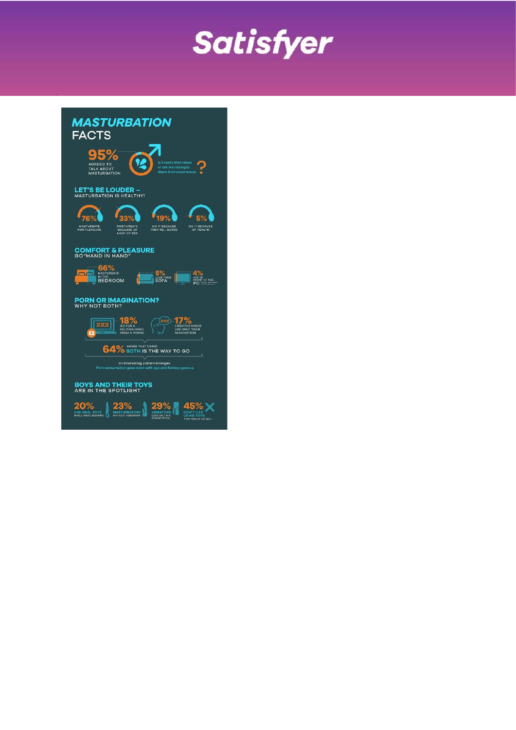# MASTURBATION FACTS

**95%** AGREED TO TALK ABOUT MASTURBATION

Is it really that taboo or are men dying to share their experiences?

## LET'S BE LOUDER – MASTURBATION IS HEALTHY!

- **76%** MASTURBATE FOR PLEASURE
- **33%** MASTURBATE BECAUSE OF LACK OF SEX
- **19%** DO IT BECAUSE THEY'RE... BORED
- **5%** DO IT BECAUSE OF HEALTH

## COMFORT & PLEASURE GO "HAND IN HAND"

- **66%** MASTURBATE IN THE BEDROOM
- **5%** LOVE THEIR SOFA
- **4%** ARE IN FRONT OF THE PC

## PORN OR IMAGINATION? WHY NOT BOTH?

- **18%** GO FOR A HELPING HAND FROM A PORNO
- **17%** CREATIVE MINDS USE ONLY THEIR IMAGINATION

**64%** AGREE THAT USING BOTH IS THE WAY TO GO

An interesting pattern emerges: Porn consumption goes down with age and fantasy goes up

## BOYS AND THEIR TOYS ARE IN THE SPOTLIGHT

- **20%** USE ANAL TOYS WHILE MASTURBATING
- **23%** MASTURBATORS WITHOUT VIBRATION
- **29%** VIBRATORS EDGE OUT THE COMPETITION
- **45%** DON'T LIKE USING TOYS THAT MAKES US SAD...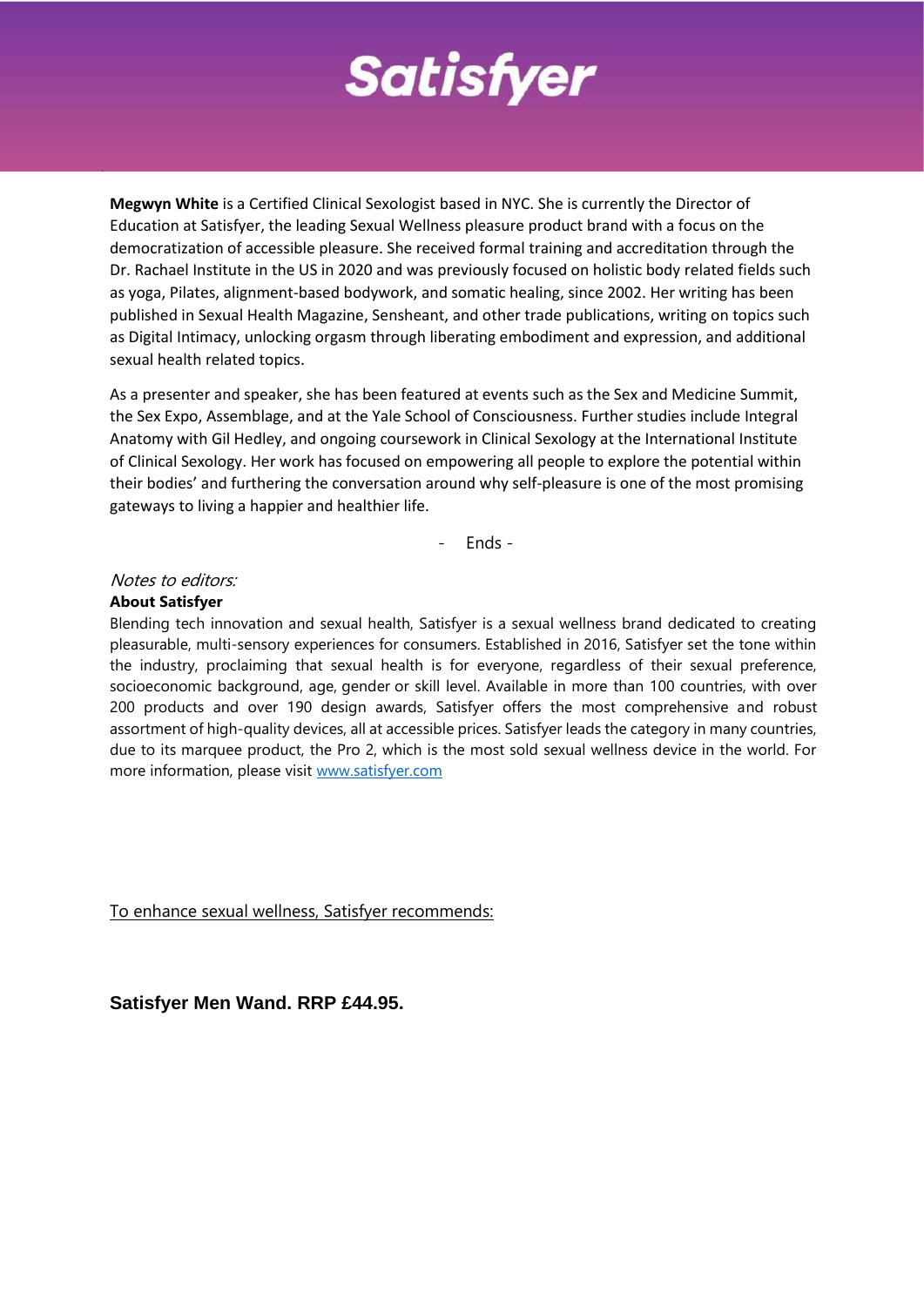# Satisfyer

**Megwyn White** is a Certified Clinical Sexologist based in NYC. She is currently the Director of Education at Satisfyer, the leading Sexual Wellness pleasure product brand with a focus on the democratization of accessible pleasure. She received formal training and accreditation through the Dr. Rachael Institute in the US in 2020 and was previously focused on holistic body related fields such as yoga, Pilates, alignment-based bodywork, and somatic healing, since 2002. Her writing has been published in Sexual Health Magazine, Sensheant, and other trade publications, writing on topics such as Digital Intimacy, unlocking orgasm through liberating embodiment and expression, and additional sexual health related topics.

As a presenter and speaker, she has been featured at events such as the Sex and Medicine Summit, the Sex Expo, Assemblage, and at the Yale School of Consciousness. Further studies include Integral Anatomy with Gil Hedley, and ongoing coursework in Clinical Sexology at the International Institute of Clinical Sexology. Her work has focused on empowering all people to explore the potential within their bodies' and furthering the conversation around why self-pleasure is one of the most promising gateways to living a happier and healthier life.

\- Ends -

*Notes to editors:*

**About Satisfyer**

Blending tech innovation and sexual health, Satisfyer is a sexual wellness brand dedicated to creating pleasurable, multi-sensory experiences for consumers. Established in 2016, Satisfyer set the tone within the industry, proclaiming that sexual health is for everyone, regardless of their sexual preference, socioeconomic background, age, gender or skill level. Available in more than 100 countries, with over 200 products and over 190 design awards, Satisfyer offers the most comprehensive and robust assortment of high-quality devices, all at accessible prices. Satisfyer leads the category in many countries, due to its marquee product, the Pro 2, which is the most sold sexual wellness device in the world. For more information, please visit [www.satisfyer.com](http://www.satisfyer.com)

To enhance sexual wellness, Satisfyer recommends:

**Satisfyer Men Wand. RRP £44.95.**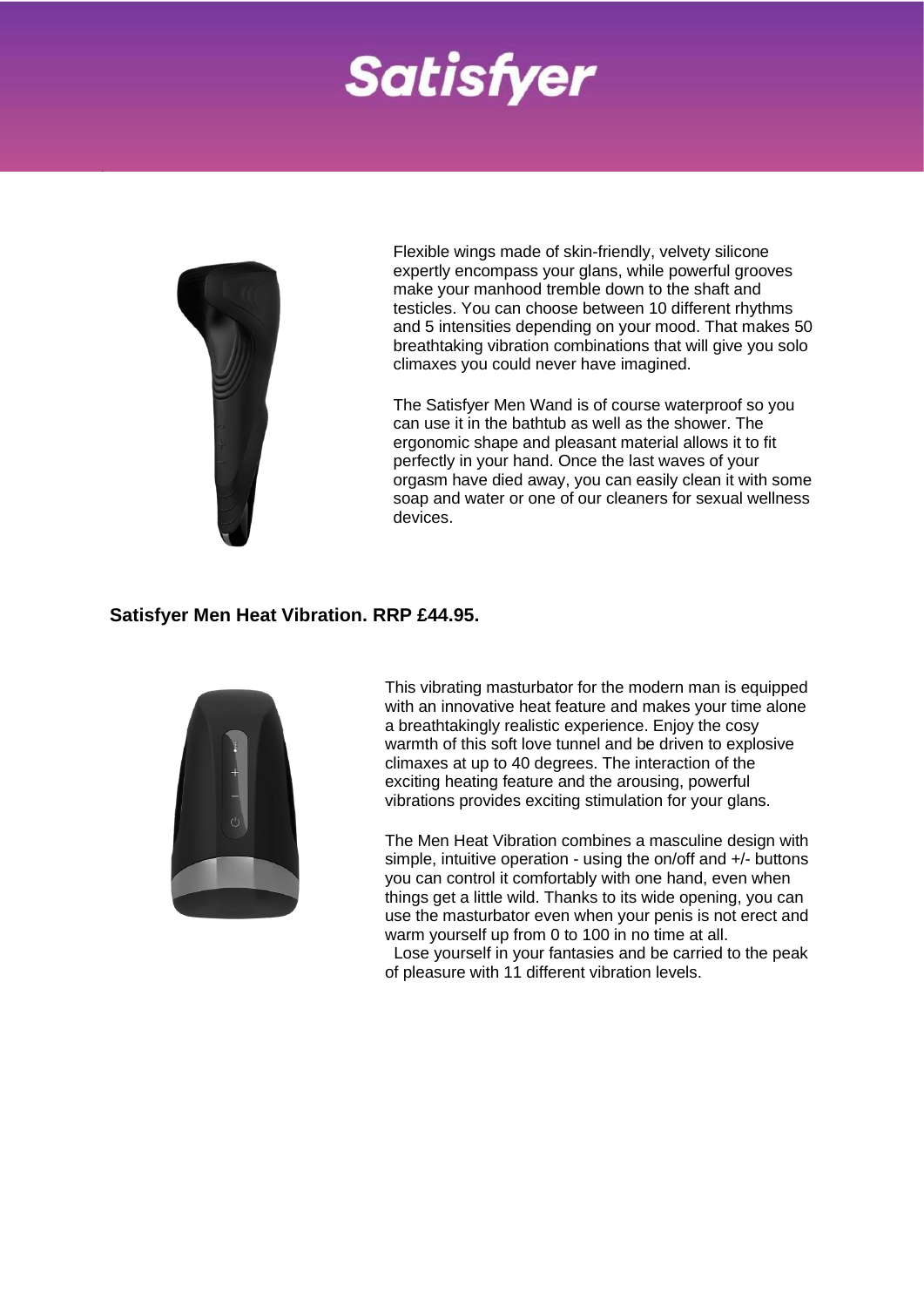# Satisfyer

Flexible wings made of skin-friendly, velvety silicone expertly encompass your glans, while powerful grooves make your manhood tremble down to the shaft and testicles. You can choose between 10 different rhythms and 5 intensities depending on your mood. That makes 50 breathtaking vibration combinations that will give you solo climaxes you could never have imagined.

The Satisfyer Men Wand is of course waterproof so you can use it in the bathtub as well as the shower. The ergonomic shape and pleasant material allows it to fit perfectly in your hand. Once the last waves of your orgasm have died away, you can easily clean it with some soap and water or one of our cleaners for sexual wellness devices.

**Satisfyer Men Heat Vibration. RRP £44.95.**

This vibrating masturbator for the modern man is equipped with an innovative heat feature and makes your time alone a breathtakingly realistic experience. Enjoy the cosy warmth of this soft love tunnel and be driven to explosive climaxes at up to 40 degrees. The interaction of the exciting heating feature and the arousing, powerful vibrations provides exciting stimulation for your glans.

The Men Heat Vibration combines a masculine design with simple, intuitive operation - using the on/off and +/- buttons you can control it comfortably with one hand, even when things get a little wild. Thanks to its wide opening, you can use the masturbator even when your penis is not erect and warm yourself up from 0 to 100 in no time at all.

Lose yourself in your fantasies and be carried to the peak of pleasure with 11 different vibration levels.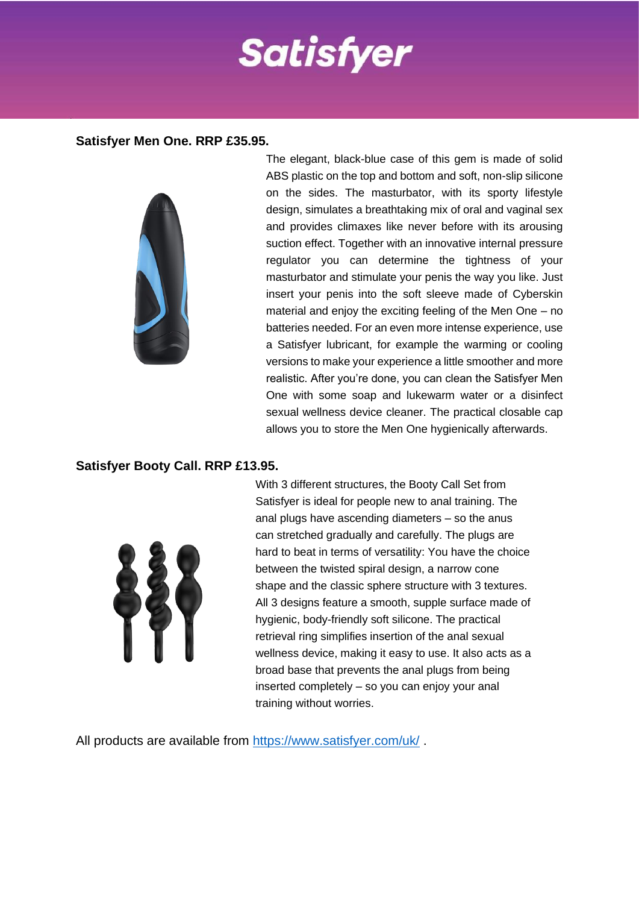# Satisfyer

### Satisfyer Men One. RRP £35.95.

The elegant, black-blue case of this gem is made of solid ABS plastic on the top and bottom and soft, non-slip silicone on the sides. The masturbator, with its sporty lifestyle design, simulates a breathtaking mix of oral and vaginal sex and provides climaxes like never before with its arousing suction effect. Together with an innovative internal pressure regulator you can determine the tightness of your masturbator and stimulate your penis the way you like. Just insert your penis into the soft sleeve made of Cyberskin material and enjoy the exciting feeling of the Men One – no batteries needed. For an even more intense experience, use a Satisfyer lubricant, for example the warming or cooling versions to make your experience a little smoother and more realistic. After you're done, you can clean the Satisfyer Men One with some soap and lukewarm water or a disinfect sexual wellness device cleaner. The practical closable cap allows you to store the Men One hygienically afterwards.

### Satisfyer Booty Call. RRP £13.95.

With 3 different structures, the Booty Call Set from Satisfyer is ideal for people new to anal training. The anal plugs have ascending diameters – so the anus can stretched gradually and carefully. The plugs are hard to beat in terms of versatility: You have the choice between the twisted spiral design, a narrow cone shape and the classic sphere structure with 3 textures. All 3 designs feature a smooth, supple surface made of hygienic, body-friendly soft silicone. The practical retrieval ring simplifies insertion of the anal sexual wellness device, making it easy to use. It also acts as a broad base that prevents the anal plugs from being inserted completely – so you can enjoy your anal training without worries.

All products are available from https://www.satisfyer.com/uk/ .